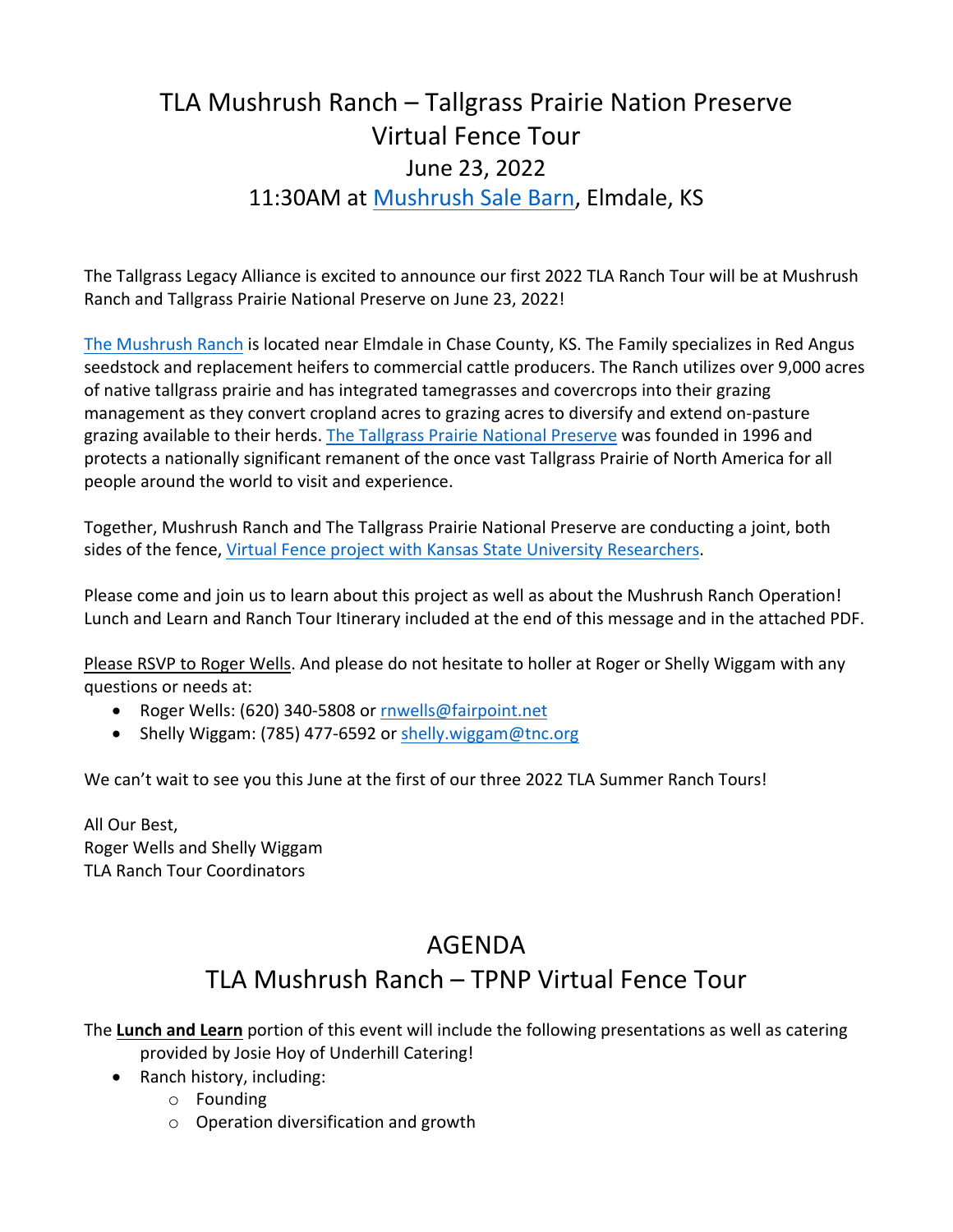# TLA Mushrush Ranch – Tallgrass Prairie Nation Preserve Virtual Fence Tour

## June 23, 2022

## 11:30AM at Mushrush Sale Barn, Elmdale, KS

The Tallgrass Legacy Alliance is excited to announce our first 2022 TLA Ranch Tour will be at Mushrush Ranch and Tallgrass Prairie National Preserve on June 23, 2022!

The Mushrush Ranch is located near Elmdale in Chase County, KS. The Family specializes in Red Angus seedstock and replacement heifers to commercial cattle producers. The Ranch utilizes over 9,000 acres of native tallgrass prairie and has integrated tamegrasses and covercrops into their grazing management as they convert cropland acres to grazing acres to diversify and extend on-pasture grazing available to their herds. The Tallgrass Prairie National Preserve was founded in 1996 and protects a nationally significant remanent of the once vast Tallgrass Prairie of North America for all people around the world to visit and experience.

Together, Mushrush Ranch and The Tallgrass Prairie National Preserve are conducting a joint, both sides of the fence, Virtual Fence project with Kansas State University Researchers.

Please come and join us to learn about this project as well as about the Mushrush Ranch Operation! Lunch and Learn and Ranch Tour Itinerary included at the end of this message and in the attached PDF.

Please RSVP to Roger Wells. And please do not hesitate to holler at Roger or Shelly Wiggam with any questions or needs at:

- Roger Wells: (620) 340-5808 or rnwells@fairpoint.net
- Shelly Wiggam: (785) 477-6592 or shelly.wiggam@tnc.org

We can't wait to see you this June at the first of our three 2022 TLA Summer Ranch Tours!

All Our Best,
Roger Wells and Shelly Wiggam
TLA Ranch Tour Coordinators

# AGENDA

## TLA Mushrush Ranch – TPNP Virtual Fence Tour

The **Lunch and Learn** portion of this event will include the following presentations as well as catering provided by Josie Hoy of Underhill Catering!

- Ranch history, including:
  - Founding
  - Operation diversification and growth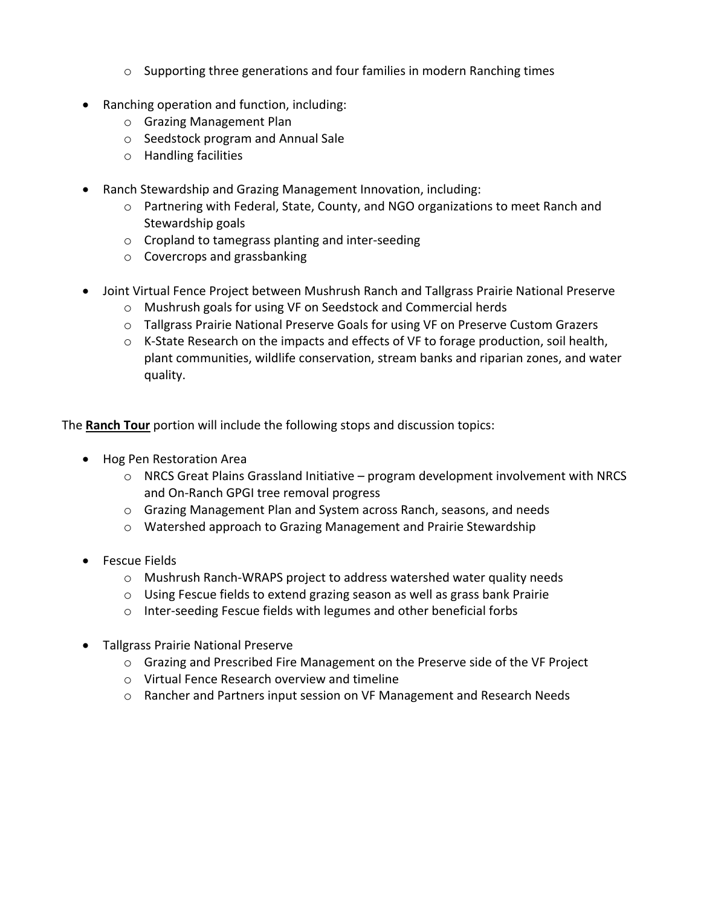- Supporting three generations and four families in modern Ranching times

- Ranching operation and function, including:
  - Grazing Management Plan
  - Seedstock program and Annual Sale
  - Handling facilities

- Ranch Stewardship and Grazing Management Innovation, including:
  - Partnering with Federal, State, County, and NGO organizations to meet Ranch and Stewardship goals
  - Cropland to tamegrass planting and inter-seeding
  - Covercrops and grassbanking

- Joint Virtual Fence Project between Mushrush Ranch and Tallgrass Prairie National Preserve
  - Mushrush goals for using VF on Seedstock and Commercial herds
  - Tallgrass Prairie National Preserve Goals for using VF on Preserve Custom Grazers
  - K-State Research on the impacts and effects of VF to forage production, soil health, plant communities, wildlife conservation, stream banks and riparian zones, and water quality.

The **<u>Ranch Tour</u>** portion will include the following stops and discussion topics:

- Hog Pen Restoration Area
  - NRCS Great Plains Grassland Initiative – program development involvement with NRCS and On-Ranch GPGI tree removal progress
  - Grazing Management Plan and System across Ranch, seasons, and needs
  - Watershed approach to Grazing Management and Prairie Stewardship

- Fescue Fields
  - Mushrush Ranch-WRAPS project to address watershed water quality needs
  - Using Fescue fields to extend grazing season as well as grass bank Prairie
  - Inter-seeding Fescue fields with legumes and other beneficial forbs

- Tallgrass Prairie National Preserve
  - Grazing and Prescribed Fire Management on the Preserve side of the VF Project
  - Virtual Fence Research overview and timeline
  - Rancher and Partners input session on VF Management and Research Needs